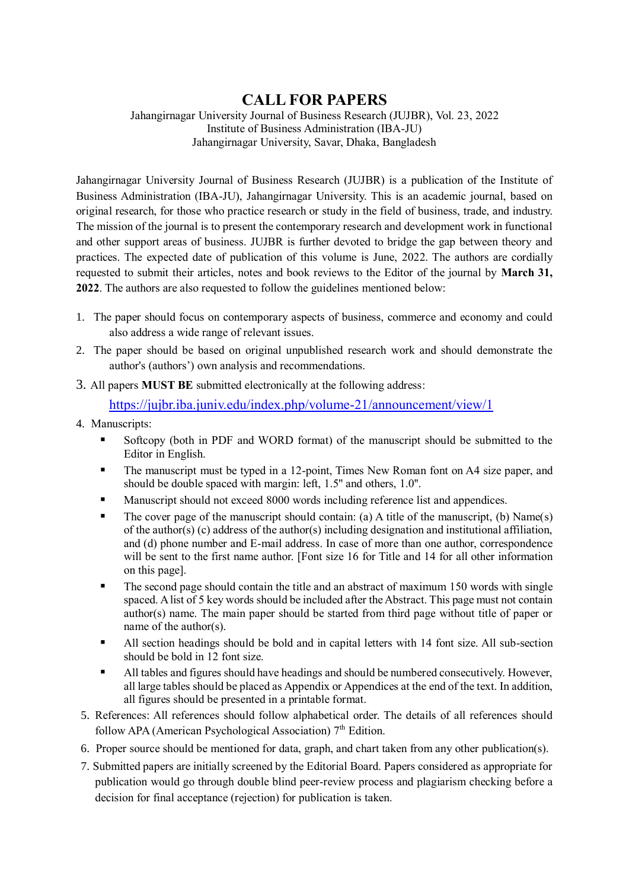# CALL FOR PAPERS

Jahangirnagar University Journal of Business Research (JUJBR), Vol. 23, 2022
Institute of Business Administration (IBA-JU)
Jahangirnagar University, Savar, Dhaka, Bangladesh

Jahangirnagar University Journal of Business Research (JUJBR) is a publication of the Institute of Business Administration (IBA-JU), Jahangirnagar University. This is an academic journal, based on original research, for those who practice research or study in the field of business, trade, and industry. The mission of the journal is to present the contemporary research and development work in functional and other support areas of business. JUJBR is further devoted to bridge the gap between theory and practices. The expected date of publication of this volume is June, 2022. The authors are cordially requested to submit their articles, notes and book reviews to the Editor of the journal by **March 31, 2022**. The authors are also requested to follow the guidelines mentioned below:

1. The paper should focus on contemporary aspects of business, commerce and economy and could also address a wide range of relevant issues.
2. The paper should be based on original unpublished research work and should demonstrate the author's (authors') own analysis and recommendations.
3. All papers **MUST BE** submitted electronically at the following address:
   https://jujbr.iba.juniv.edu/index.php/volume-21/announcement/view/1
4. Manuscripts:
   - Softcopy (both in PDF and WORD format) of the manuscript should be submitted to the Editor in English.
   - The manuscript must be typed in a 12-point, Times New Roman font on A4 size paper, and should be double spaced with margin: left, 1.5" and others, 1.0".
   - Manuscript should not exceed 8000 words including reference list and appendices.
   - The cover page of the manuscript should contain: (a) A title of the manuscript, (b) Name(s) of the author(s) (c) address of the author(s) including designation and institutional affiliation, and (d) phone number and E-mail address. In case of more than one author, correspondence will be sent to the first name author. [Font size 16 for Title and 14 for all other information on this page].
   - The second page should contain the title and an abstract of maximum 150 words with single spaced. A list of 5 key words should be included after the Abstract. This page must not contain author(s) name. The main paper should be started from third page without title of paper or name of the author(s).
   - All section headings should be bold and in capital letters with 14 font size. All sub-section should be bold in 12 font size.
   - All tables and figures should have headings and should be numbered consecutively. However, all large tables should be placed as Appendix or Appendices at the end of the text. In addition, all figures should be presented in a printable format.
5. References: All references should follow alphabetical order. The details of all references should follow APA (American Psychological Association) 7th Edition.
6. Proper source should be mentioned for data, graph, and chart taken from any other publication(s).
7. Submitted papers are initially screened by the Editorial Board. Papers considered as appropriate for publication would go through double blind peer-review process and plagiarism checking before a decision for final acceptance (rejection) for publication is taken.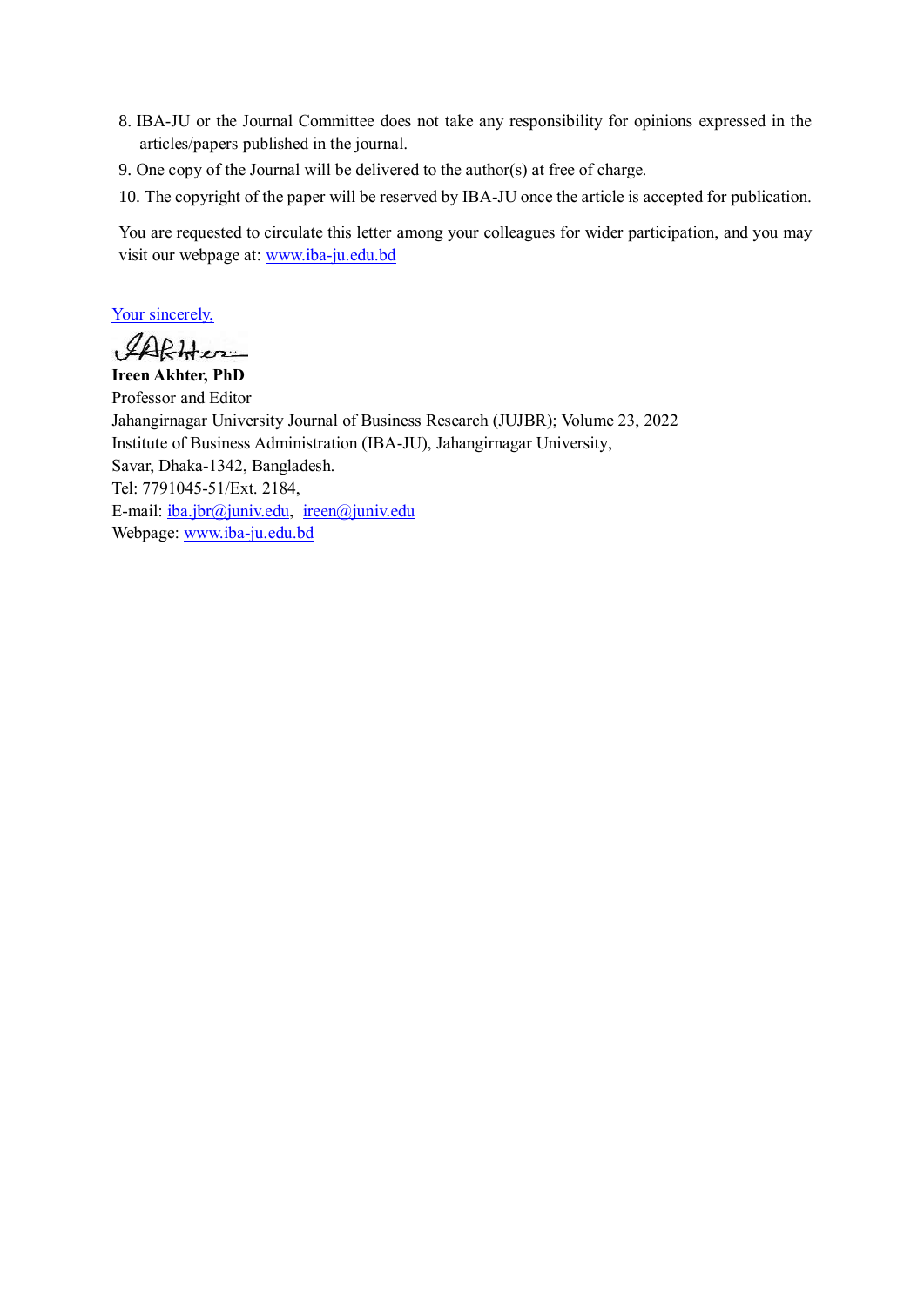8. IBA-JU or the Journal Committee does not take any responsibility for opinions expressed in the articles/papers published in the journal.
9. One copy of the Journal will be delivered to the author(s) at free of charge.
10. The copyright of the paper will be reserved by IBA-JU once the article is accepted for publication.

You are requested to circulate this letter among your colleagues for wider participation, and you may visit our webpage at: www.iba-ju.edu.bd

Your sincerely,

IAkhter

**Ireen Akhter, PhD**
Professor and Editor
Jahangirnagar University Journal of Business Research (JUJBR); Volume 23, 2022
Institute of Business Administration (IBA-JU), Jahangirnagar University,
Savar, Dhaka-1342, Bangladesh.
Tel: 7791045-51/Ext. 2184,
E-mail: iba.jbr@juniv.edu, ireen@juniv.edu
Webpage: www.iba-ju.edu.bd